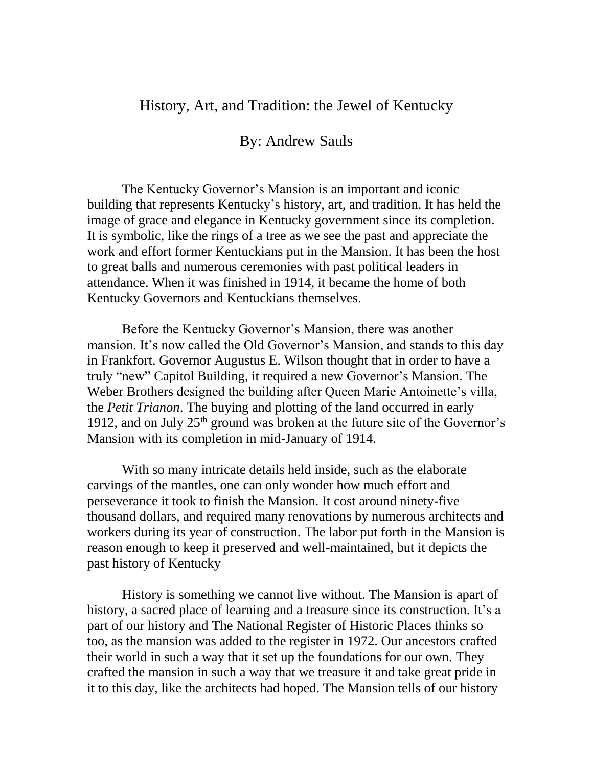# History, Art, and Tradition: the Jewel of Kentucky

By: Andrew Sauls

The Kentucky Governor's Mansion is an important and iconic building that represents Kentucky's history, art, and tradition. It has held the image of grace and elegance in Kentucky government since its completion. It is symbolic, like the rings of a tree as we see the past and appreciate the work and effort former Kentuckians put in the Mansion. It has been the host to great balls and numerous ceremonies with past political leaders in attendance. When it was finished in 1914, it became the home of both Kentucky Governors and Kentuckians themselves.

Before the Kentucky Governor's Mansion, there was another mansion. It's now called the Old Governor's Mansion, and stands to this day in Frankfort. Governor Augustus E. Wilson thought that in order to have a truly "new" Capitol Building, it required a new Governor's Mansion. The Weber Brothers designed the building after Queen Marie Antoinette's villa, the *Petit Trianon*. The buying and plotting of the land occurred in early 1912, and on July 25th ground was broken at the future site of the Governor's Mansion with its completion in mid-January of 1914.

With so many intricate details held inside, such as the elaborate carvings of the mantles, one can only wonder how much effort and perseverance it took to finish the Mansion. It cost around ninety-five thousand dollars, and required many renovations by numerous architects and workers during its year of construction. The labor put forth in the Mansion is reason enough to keep it preserved and well-maintained, but it depicts the past history of Kentucky

History is something we cannot live without. The Mansion is apart of history, a sacred place of learning and a treasure since its construction. It's a part of our history and The National Register of Historic Places thinks so too, as the mansion was added to the register in 1972. Our ancestors crafted their world in such a way that it set up the foundations for our own. They crafted the mansion in such a way that we treasure it and take great pride in it to this day, like the architects had hoped. The Mansion tells of our history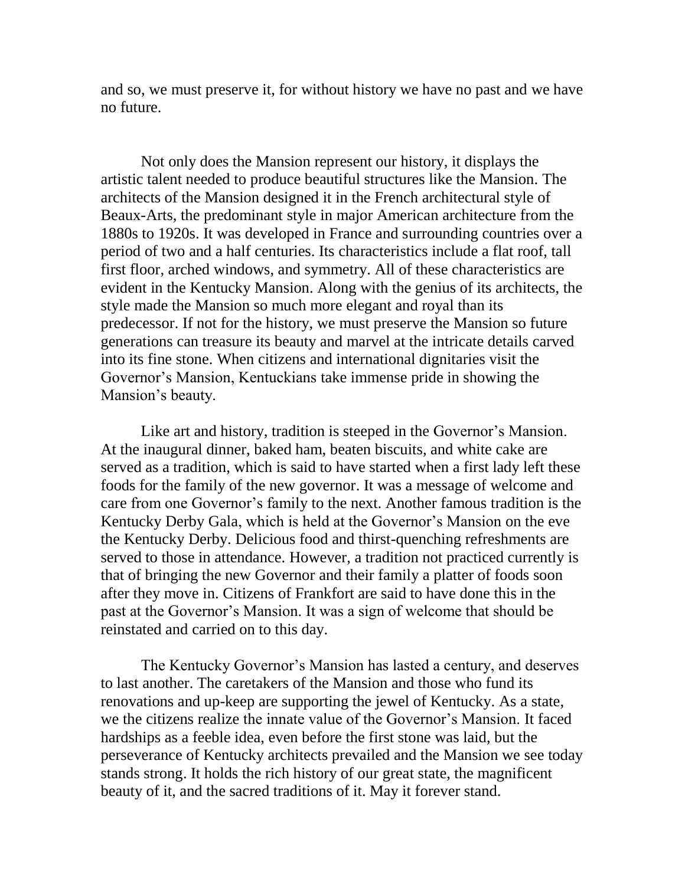and so, we must preserve it, for without history we have no past and we have no future.

Not only does the Mansion represent our history, it displays the artistic talent needed to produce beautiful structures like the Mansion. The architects of the Mansion designed it in the French architectural style of Beaux-Arts, the predominant style in major American architecture from the 1880s to 1920s. It was developed in France and surrounding countries over a period of two and a half centuries. Its characteristics include a flat roof, tall first floor, arched windows, and symmetry. All of these characteristics are evident in the Kentucky Mansion. Along with the genius of its architects, the style made the Mansion so much more elegant and royal than its predecessor. If not for the history, we must preserve the Mansion so future generations can treasure its beauty and marvel at the intricate details carved into its fine stone. When citizens and international dignitaries visit the Governor’s Mansion, Kentuckians take immense pride in showing the Mansion’s beauty.

Like art and history, tradition is steeped in the Governor’s Mansion. At the inaugural dinner, baked ham, beaten biscuits, and white cake are served as a tradition, which is said to have started when a first lady left these foods for the family of the new governor. It was a message of welcome and care from one Governor’s family to the next. Another famous tradition is the Kentucky Derby Gala, which is held at the Governor’s Mansion on the eve the Kentucky Derby. Delicious food and thirst-quenching refreshments are served to those in attendance. However, a tradition not practiced currently is that of bringing the new Governor and their family a platter of foods soon after they move in. Citizens of Frankfort are said to have done this in the past at the Governor’s Mansion. It was a sign of welcome that should be reinstated and carried on to this day.

The Kentucky Governor’s Mansion has lasted a century, and deserves to last another. The caretakers of the Mansion and those who fund its renovations and up-keep are supporting the jewel of Kentucky. As a state, we the citizens realize the innate value of the Governor’s Mansion. It faced hardships as a feeble idea, even before the first stone was laid, but the perseverance of Kentucky architects prevailed and the Mansion we see today stands strong. It holds the rich history of our great state, the magnificent beauty of it, and the sacred traditions of it. May it forever stand.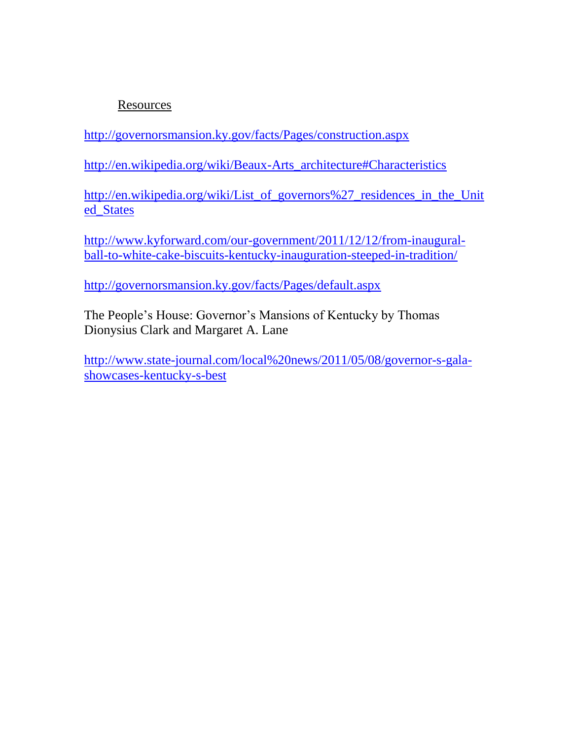Resources

http://governorsmansion.ky.gov/facts/Pages/construction.aspx

http://en.wikipedia.org/wiki/Beaux-Arts_architecture#Characteristics

http://en.wikipedia.org/wiki/List_of_governors%27_residences_in_the_United_States

http://www.kyforward.com/our-government/2011/12/12/from-inaugural-ball-to-white-cake-biscuits-kentucky-inauguration-steeped-in-tradition/

http://governorsmansion.ky.gov/facts/Pages/default.aspx

The People's House: Governor's Mansions of Kentucky by Thomas Dionysius Clark and Margaret A. Lane

http://www.state-journal.com/local%20news/2011/05/08/governor-s-gala-showcases-kentucky-s-best